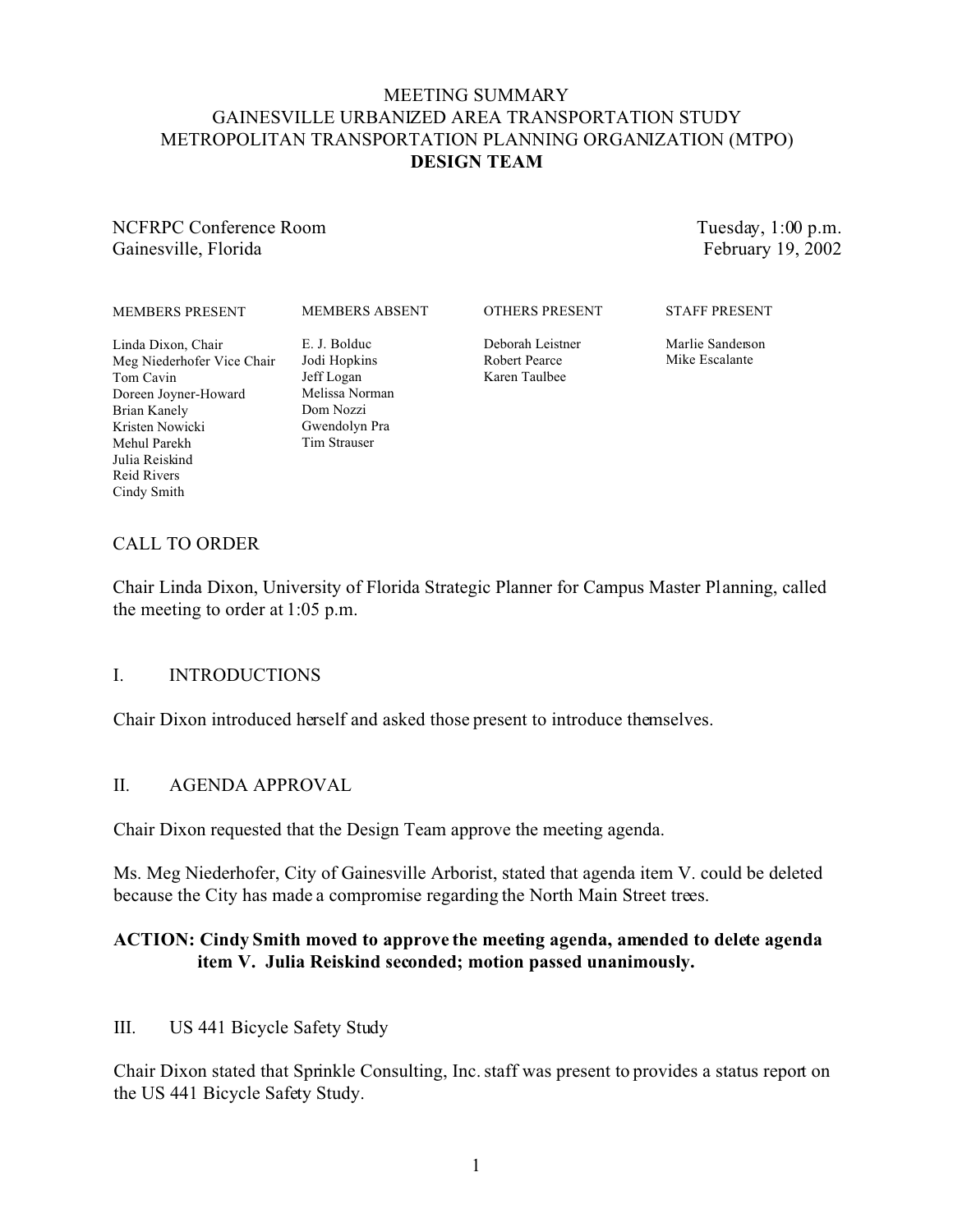# MEETING SUMMARY
# GAINESVILLE URBANIZED AREA TRANSPORTATION STUDY
# METROPOLITAN TRANSPORTATION PLANNING ORGANIZATION (MTPO)
# DESIGN TEAM

NCFRPC Conference Room
Gainesville, Florida

Tuesday, 1:00 p.m.
February 19, 2002

| MEMBERS PRESENT | MEMBERS ABSENT | OTHERS PRESENT | STAFF PRESENT |
|---|---|---|---|
| Linda Dixon, Chair | E. J. Bolduc | Deborah Leistner | Marlie Sanderson |
| Meg Niederhofer Vice Chair | Jodi Hopkins | Robert Pearce | Mike Escalante |
| Tom Cavin | Jeff Logan | Karen Taulbee | |
| Doreen Joyner-Howard | Melissa Norman | | |
| Brian Kanely | Dom Nozzi | | |
| Kristen Nowicki | Gwendolyn Pra | | |
| Mehul Parekh | Tim Strauser | | |
| Julia Reiskind | | | |
| Reid Rivers | | | |
| Cindy Smith | | | |

## CALL TO ORDER

Chair Linda Dixon, University of Florida Strategic Planner for Campus Master Planning, called the meeting to order at 1:05 p.m.

## I. INTRODUCTIONS

Chair Dixon introduced herself and asked those present to introduce themselves.

## II. AGENDA APPROVAL

Chair Dixon requested that the Design Team approve the meeting agenda.

Ms. Meg Niederhofer, City of Gainesville Arborist, stated that agenda item V. could be deleted because the City has made a compromise regarding the North Main Street trees.

**ACTION: Cindy Smith moved to approve the meeting agenda, amended to delete agenda item V. Julia Reiskind seconded; motion passed unanimously.**

## III. US 441 Bicycle Safety Study

Chair Dixon stated that Sprinkle Consulting, Inc. staff was present to provides a status report on the US 441 Bicycle Safety Study.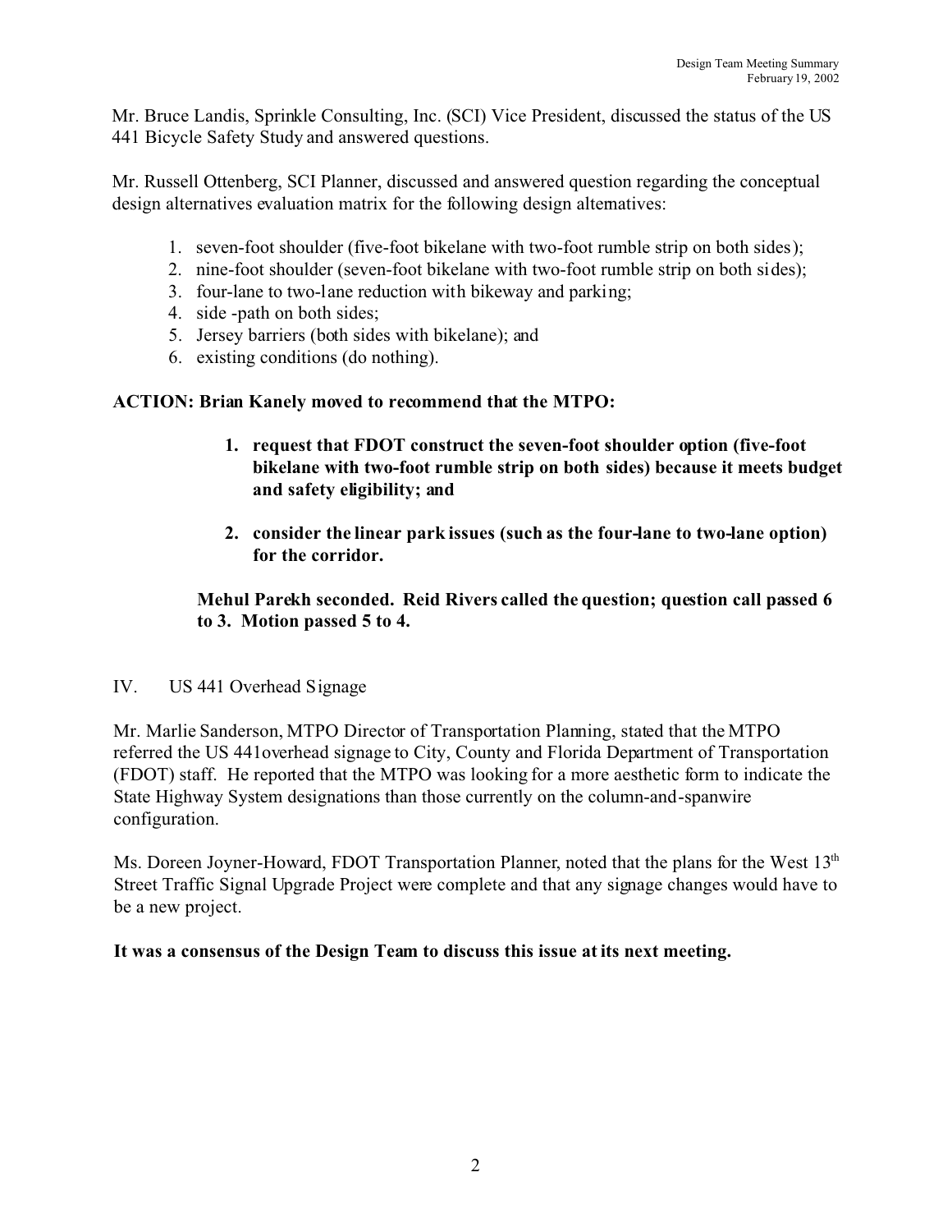Mr. Bruce Landis, Sprinkle Consulting, Inc. (SCI) Vice President, discussed the status of the US 441 Bicycle Safety Study and answered questions.

Mr. Russell Ottenberg, SCI Planner, discussed and answered question regarding the conceptual design alternatives evaluation matrix for the following design alternatives:

1. seven-foot shoulder (five-foot bikelane with two-foot rumble strip on both sides);
2. nine-foot shoulder (seven-foot bikelane with two-foot rumble strip on both sides);
3. four-lane to two-lane reduction with bikeway and parking;
4. side -path on both sides;
5. Jersey barriers (both sides with bikelane); and
6. existing conditions (do nothing).

**ACTION: Brian Kanely moved to recommend that the MTPO:**

> 1. **request that FDOT construct the seven-foot shoulder option (five-foot bikelane with two-foot rumble strip on both sides) because it meets budget and safety eligibility; and**
>
> 2. **consider the linear park issues (such as the four-lane to two-lane option) for the corridor.**
>
> **Mehul Parekh seconded. Reid Rivers called the question; question call passed 6 to 3. Motion passed 5 to 4.**

## IV. US 441 Overhead Signage

Mr. Marlie Sanderson, MTPO Director of Transportation Planning, stated that the MTPO referred the US 441overhead signage to City, County and Florida Department of Transportation (FDOT) staff. He reported that the MTPO was looking for a more aesthetic form to indicate the State Highway System designations than those currently on the column-and-spanwire configuration.

Ms. Doreen Joyner-Howard, FDOT Transportation Planner, noted that the plans for the West 13th Street Traffic Signal Upgrade Project were complete and that any signage changes would have to be a new project.

**It was a consensus of the Design Team to discuss this issue at its next meeting.**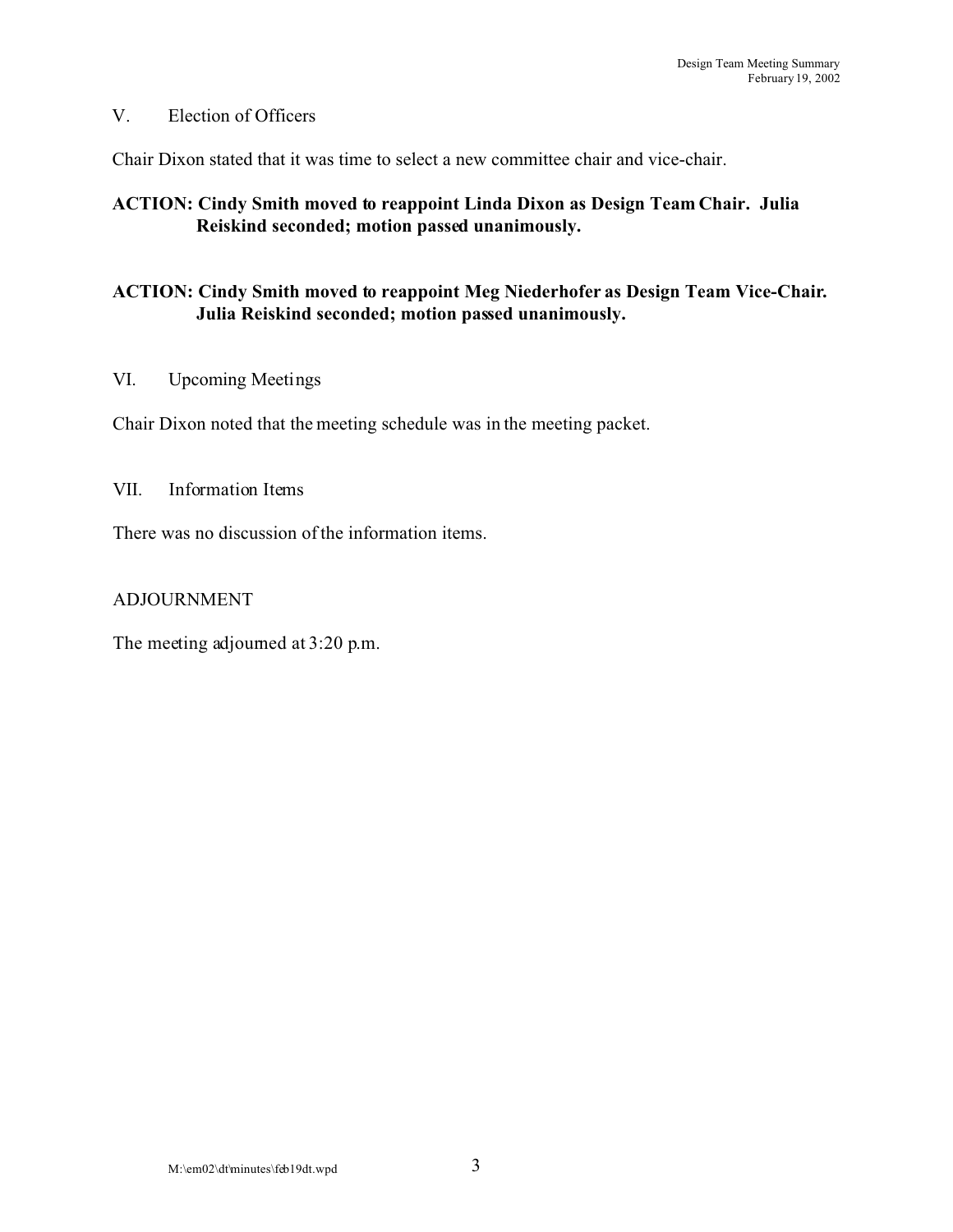## V. Election of Officers

Chair Dixon stated that it was time to select a new committee chair and vice-chair.

**ACTION: Cindy Smith moved to reappoint Linda Dixon as Design Team Chair. Julia Reiskind seconded; motion passed unanimously.**

**ACTION: Cindy Smith moved to reappoint Meg Niederhofer as Design Team Vice-Chair. Julia Reiskind seconded; motion passed unanimously.**

## VI. Upcoming Meetings

Chair Dixon noted that the meeting schedule was in the meeting packet.

## VII. Information Items

There was no discussion of the information items.

## ADJOURNMENT

The meeting adjourned at 3:20 p.m.

M:\em02\dt\minutes\feb19dt.wpd